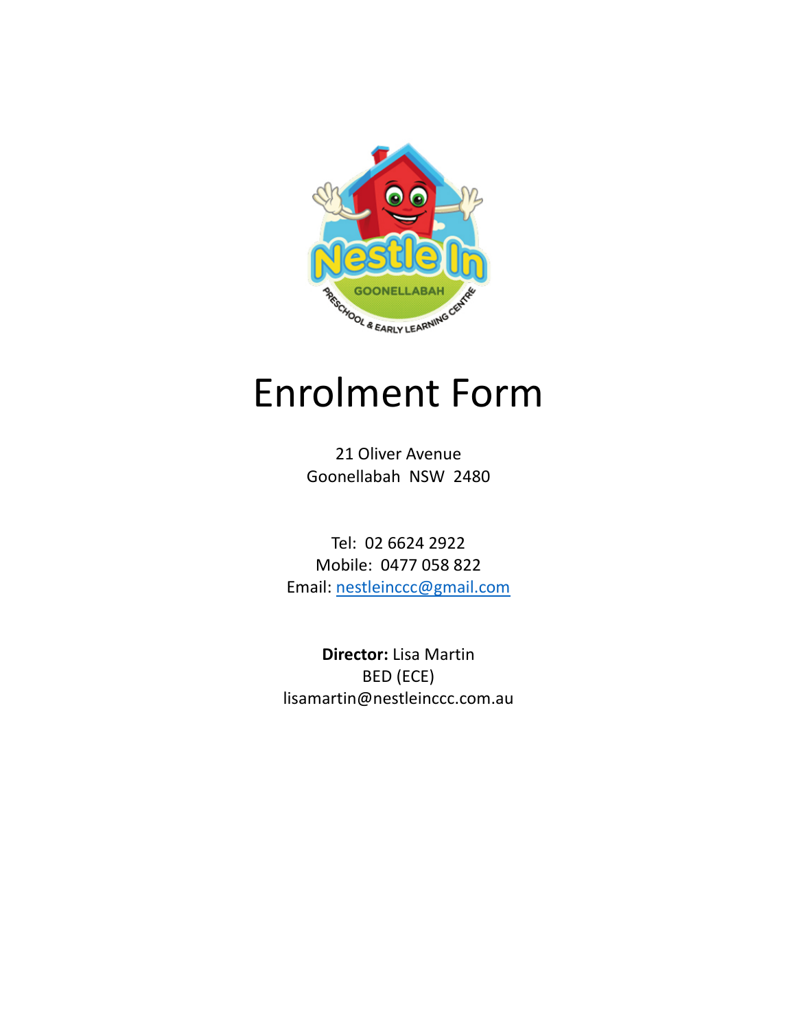# Enrolment Form

21 Oliver Avenue
Goonellabah NSW 2480

Tel: 02 6624 2922
Mobile: 0477 058 822
Email: nestleinccc@gmail.com

**Director:** Lisa Martin
BED (ECE)
lisamartin@nestleinccc.com.au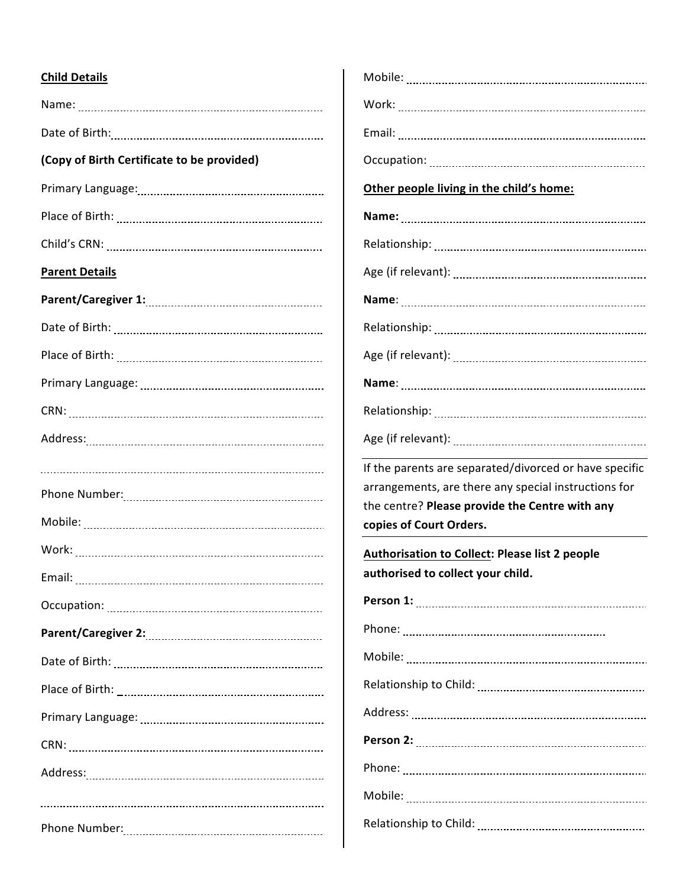**Child Details**

Name:

Date of Birth:

**(Copy of Birth Certificate to be provided)**

Primary Language:

Place of Birth:

Child's CRN:

**Parent Details**

**Parent/Caregiver 1:**

Date of Birth:

Place of Birth:

Primary Language:

CRN:

Address:

Phone Number:

Mobile:

Work:

Email:

Occupation:

**Parent/Caregiver 2:**

Date of Birth:

Place of Birth:

Primary Language:

CRN:

Address:

Phone Number:

Mobile:

Work:

Email:

Occupation:

**Other people living in the child's home:**

**Name:**

Relationship:

Age (if relevant):

**Name:**

Relationship:

Age (if relevant):

**Name:**

Relationship:

Age (if relevant):

If the parents are separated/divorced or have specific arrangements, are there any special instructions for the centre? **Please provide the Centre with any copies of Court Orders.**

**Authorisation to Collect: Please list 2 people authorised to collect your child.**

**Person 1:**

Phone:

Mobile:

Relationship to Child:

Address:

**Person 2:**

Phone:

Mobile:

Relationship to Child: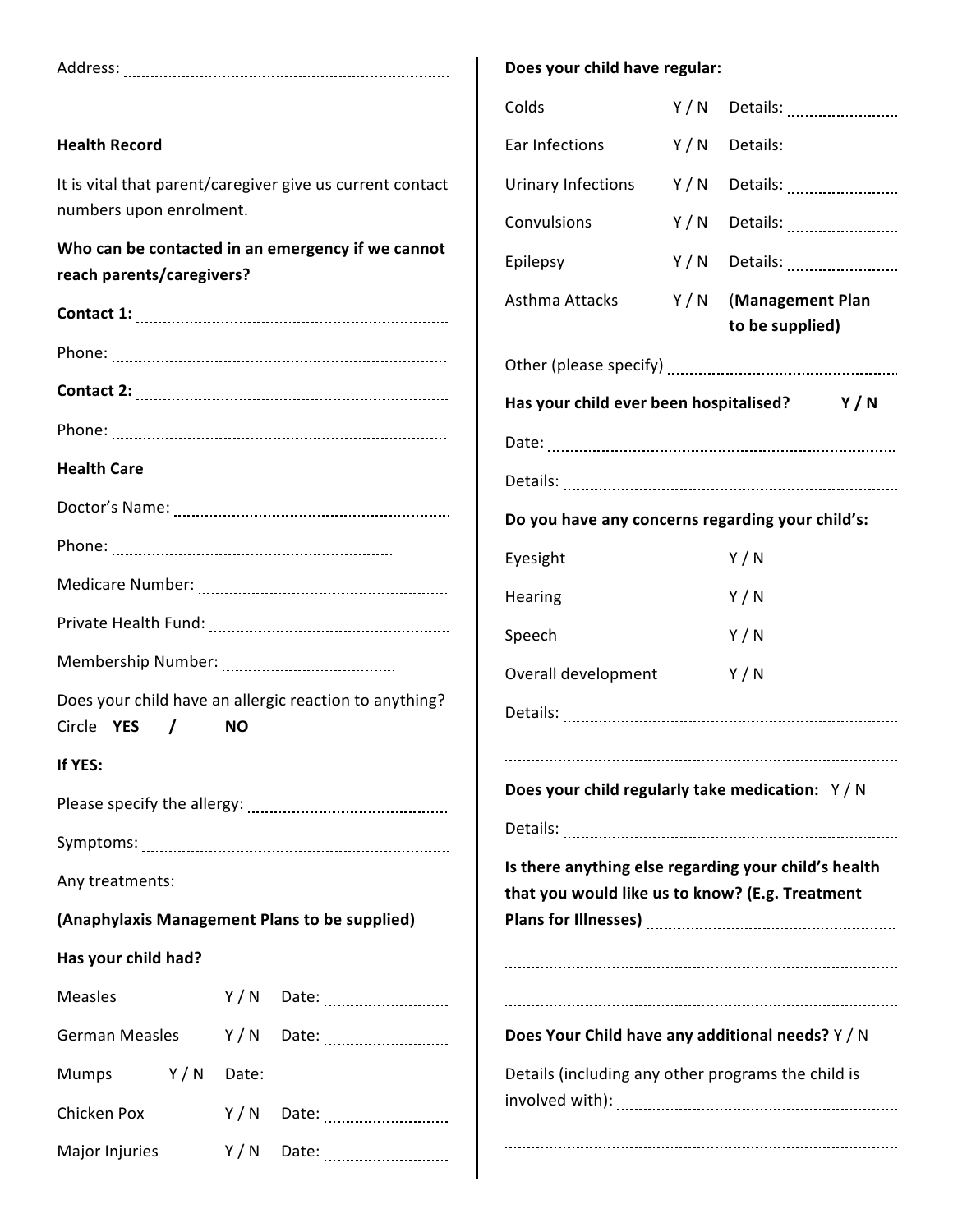Address: ..........................................................

## Health Record

It is vital that parent/caregiver give us current contact numbers upon enrolment.

**Who can be contacted in an emergency if we cannot reach parents/caregivers?**

**Contact 1:** ..........................................................

Phone: ..........................................................

**Contact 2:** ..........................................................

Phone: ..........................................................

**Health Care**

Doctor's Name: ..........................................................

Phone: ..........................................................

Medicare Number: ..........................................................

Private Health Fund: ..........................................................

Membership Number: ..........................................................

Does your child have an allergic reaction to anything? Circle **YES / NO**

**If YES:**

Please specify the allergy: ..........................................................

Symptoms: ..........................................................

Any treatments: ..........................................................

**(Anaphylaxis Management Plans to be supplied)**

**Has your child had?**

| | | |
|---|---|---|
| Measles | Y / N | Date: .................... |
| German Measles | Y / N | Date: .................... |
| Mumps | Y / N | Date: .................... |
| Chicken Pox | Y / N | Date: .................... |
| Major Injuries | Y / N | Date: .................... |

**Does your child have regular:**

| | | |
|---|---|---|
| Colds | Y / N | Details: .................... |
| Ear Infections | Y / N | Details: .................... |
| Urinary Infections | Y / N | Details: .................... |
| Convulsions | Y / N | Details: .................... |
| Epilepsy | Y / N | Details: .................... |
| Asthma Attacks | Y / N | **(Management Plan to be supplied)** |

Other (please specify) ..........................................................

**Has your child ever been hospitalised? Y / N**

Date: ..........................................................

Details: ..........................................................

**Do you have any concerns regarding your child's:**

| | |
|---|---|
| Eyesight | Y / N |
| Hearing | Y / N |
| Speech | Y / N |
| Overall development | Y / N |

Details: ..........................................................

..........................................................

**Does your child regularly take medication:** Y / N

Details: ..........................................................

**Is there anything else regarding your child's health that you would like us to know? (E.g. Treatment Plans for Illnesses)** ..........................................................

..........................................................

..........................................................

**Does Your Child have any additional needs?** Y / N

Details (including any other programs the child is involved with): ..........................................................

..........................................................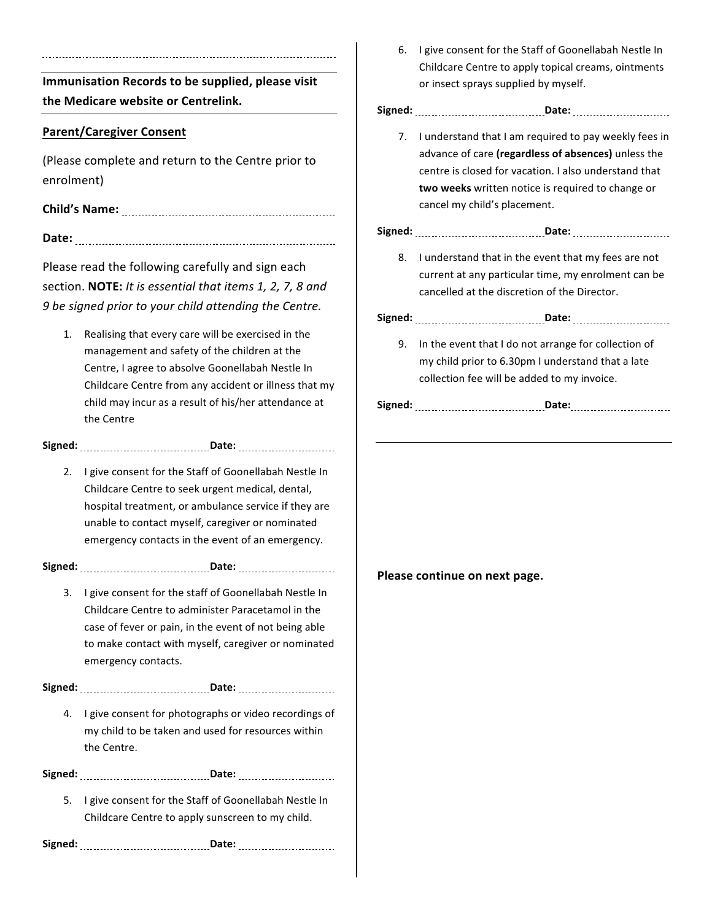---

**Immunisation Records to be supplied, please visit the Medicare website or Centrelink.**

## Parent/Caregiver Consent

(Please complete and return to the Centre prior to enrolment)

**Child's Name:** ....................................................

**Date:** ....................................................

Please read the following carefully and sign each section. **NOTE:** *It is essential that items 1, 2, 7, 8 and 9 be signed prior to your child attending the Centre.*

1. Realising that every care will be exercised in the management and safety of the children at the Centre, I agree to absolve Goonellabah Nestle In Childcare Centre from any accident or illness that my child may incur as a result of his/her attendance at the Centre

**Signed:** ................................ **Date:** ....................

2. I give consent for the Staff of Goonellabah Nestle In Childcare Centre to seek urgent medical, dental, hospital treatment, or ambulance service if they are unable to contact myself, caregiver or nominated emergency contacts in the event of an emergency.

**Signed:** ................................ **Date:** ....................

3. I give consent for the staff of Goonellabah Nestle In Childcare Centre to administer Paracetamol in the case of fever or pain, in the event of not being able to make contact with myself, caregiver or nominated emergency contacts.

**Signed:** ................................ **Date:** ....................

4. I give consent for photographs or video recordings of my child to be taken and used for resources within the Centre.

**Signed:** ................................ **Date:** ....................

5. I give consent for the Staff of Goonellabah Nestle In Childcare Centre to apply sunscreen to my child.

**Signed:** ................................ **Date:** ....................

6. I give consent for the Staff of Goonellabah Nestle In Childcare Centre to apply topical creams, ointments or insect sprays supplied by myself.

**Signed:** ................................ **Date:** ....................

7. I understand that I am required to pay weekly fees in advance of care **(regardless of absences)** unless the centre is closed for vacation. I also understand that **two weeks** written notice is required to change or cancel my child's placement.

**Signed:** ................................ **Date:** ....................

8. I understand that in the event that my fees are not current at any particular time, my enrolment can be cancelled at the discretion of the Director.

**Signed:** ................................ **Date:** ....................

9. In the event that I do not arrange for collection of my child prior to 6.30pm I understand that a late collection fee will be added to my invoice.

**Signed:** ................................ **Date:** ....................

---

**Please continue on next page.**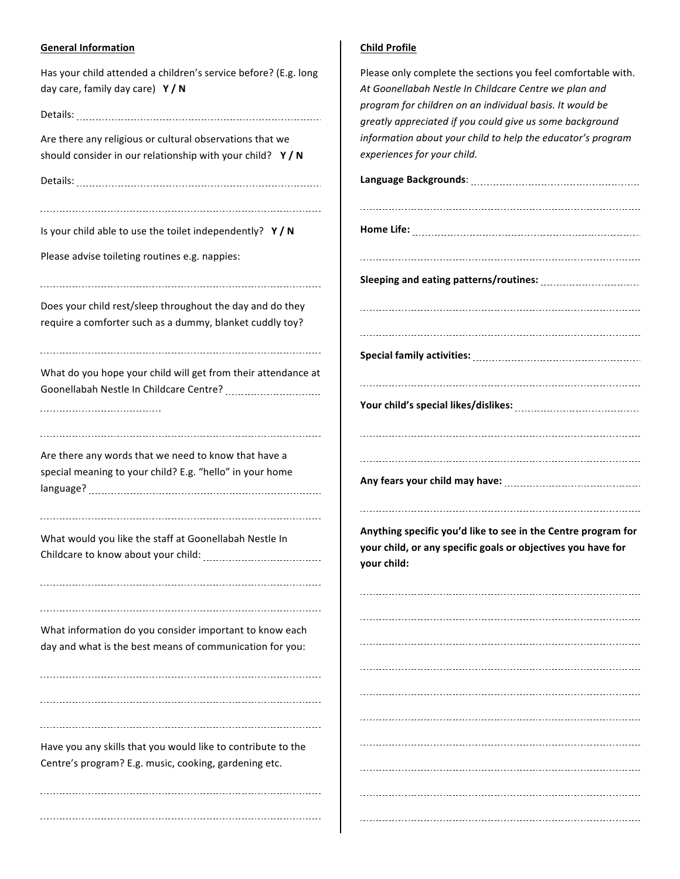**General Information**

Has your child attended a children's service before? (E.g. long day care, family day care) **Y / N**

Details: ..........................................................................

Are there any religious or cultural observations that we should consider in our relationship with your child? **Y / N**

Details: ..........................................................................

..........................................................................

Is your child able to use the toilet independently? **Y / N**

Please advise toileting routines e.g. nappies:

..........................................................................

Does your child rest/sleep throughout the day and do they require a comforter such as a dummy, blanket cuddly toy?

..........................................................................

What do you hope your child will get from their attendance at Goonellabah Nestle In Childcare Centre? ..........................................................................

..........................................................................

Are there any words that we need to know that have a special meaning to your child? E.g. "hello" in your home language? ..........................................................................

..........................................................................

What would you like the staff at Goonellabah Nestle In Childcare to know about your child: ..........................................................................

..........................................................................

..........................................................................

What information do you consider important to know each day and what is the best means of communication for you:

..........................................................................

..........................................................................

..........................................................................

Have you any skills that you would like to contribute to the Centre's program? E.g. music, cooking, gardening etc.

..........................................................................

..........................................................................

**Child Profile**

Please only complete the sections you feel comfortable with. *At Goonellabah Nestle In Childcare Centre we plan and program for children on an individual basis. It would be greatly appreciated if you could give us some background information about your child to help the educator's program experiences for your child.*

**Language Backgrounds**: ..........................................................................

..........................................................................

**Home Life:** ..........................................................................

..........................................................................

**Sleeping and eating patterns/routines:** ..........................................................................

..........................................................................

..........................................................................

**Special family activities:** ..........................................................................

..........................................................................

**Your child's special likes/dislikes:** ..........................................................................

..........................................................................

..........................................................................

**Any fears your child may have:** ..........................................................................

..........................................................................

**Anything specific you'd like to see in the Centre program for your child, or any specific goals or objectives you have for your child:**

..........................................................................

..........................................................................

..........................................................................

..........................................................................

..........................................................................

..........................................................................

..........................................................................

..........................................................................

..........................................................................

..........................................................................